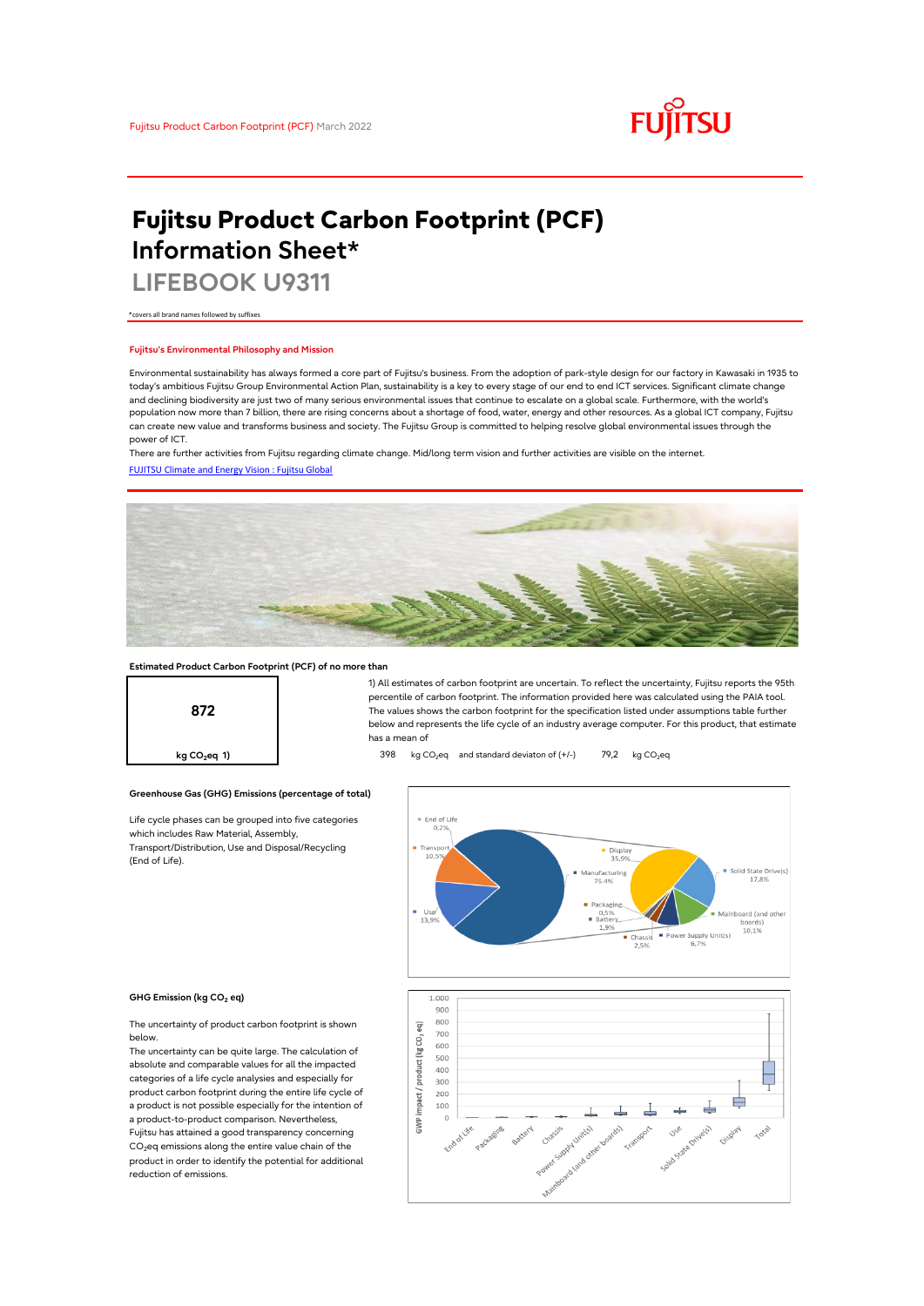Fujitsu Product Carbon Footprint (PCF) March 2022

# Fujitsu Product Carbon Footprint (PCF) Information Sheet*

## LIFEBOOK U9311

*covers all brand names followed by suffixes

### Fujitsu's Environmental Philosophy and Mission

Environmental sustainability has always formed a core part of Fujitsu's business. From the adoption of park-style design for our factory in Kawasaki in 1935 to today's ambitious Fujitsu Group Environmental Action Plan, sustainability is a key to every stage of our end to end ICT services. Significant climate change and declining biodiversity are just two of many serious environmental issues that continue to escalate on a global scale. Furthermore, with the world's population now more than 7 billion, there are rising concerns about a shortage of food, water, energy and other resources. As a global ICT company, Fujitsu can create new value and transforms business and society. The Fujitsu Group is committed to helping resolve global environmental issues through the power of ICT.

There are further activities from Fujitsu regarding climate change. Mid/long term vision and further activities are visible on the internet.

[FUJITSU Climate and Energy Vision : Fujitsu Global]

### Estimated Product Carbon Footprint (PCF) of no more than

**872**

kg $CO_2$eq 1)

1) All estimates of carbon footprint are uncertain. To reflect the uncertainty, Fujitsu reports the 95th percentile of carbon footprint. The information provided here was calculated using the PAIA tool. The values shows the carbon footprint for the specification listed under assumptions table further below and represents the life cycle of an industry average computer. For this product, that estimate has a mean of

398 kg $CO_2$eq and standard deviaton of (+/-) 79,2 kg $CO_2$eq

### Greenhouse Gas (GHG) Emissions (percentage of total)

Life cycle phases can be grouped into five categories which includes Raw Material, Assembly, Transport/Distribution, Use and Disposal/Recycling (End of Life).

| Life cycle phase | Share |
|---|---|
| End of Life | 0,2% |
| Transport | 10,5% |
| Use | 13,9% |
| Manufacturing | 75,4% |

| Manufacturing breakdown | Share |
|---|---|
| Display | 35,9% |
| Solid State Drive(s) | 17,8% |
| Mainboard (and other boards) | 10,1% |
| Power Supply Unit(s) | 6,7% |
| Chassis | 2,5% |
| Battery | 1,9% |
| Packaging | 0,5% |

### GHG Emission (kg $CO_2$ eq)

The uncertainty of product carbon footprint is shown below.

The uncertainty can be quite large. The calculation of absolute and comparable values for all the impacted categories of a life cycle analysies and especially for product carbon footprint during the entire life cycle of a product is not possible especially for the intention of a product-to-product comparison. Nevertheless, Fujitsu has attained a good transparency concerning $CO_2$eq emissions along the entire value chain of the product in order to identify the potential for additional reduction of emissions.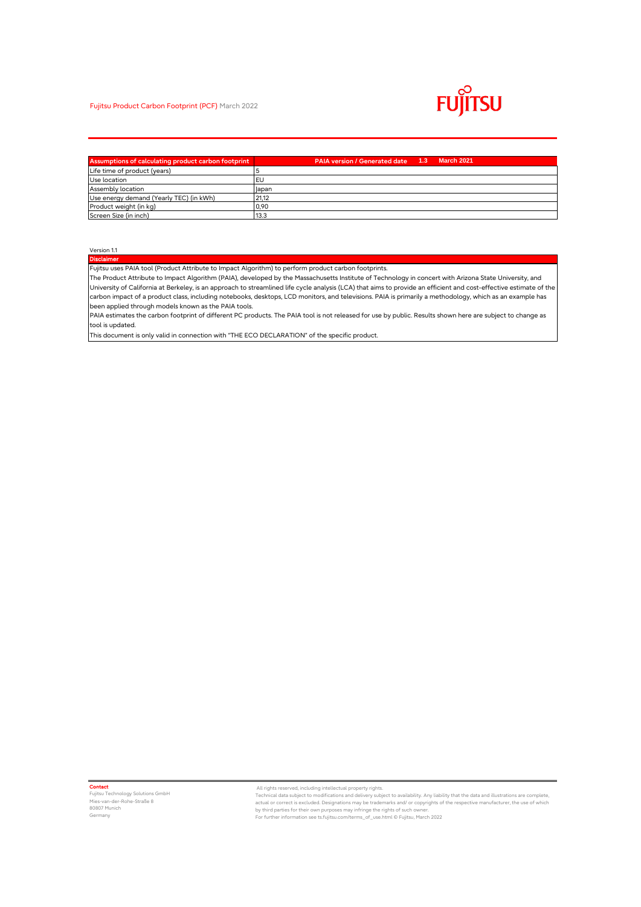Fujitsu Product Carbon Footprint (PCF) March 2022

| Assumptions of calculating product carbon footprint | PAIA version / Generated date 1.3 March 2021 |
|---|---|
| Life time of product (years) | 5 |
| Use location | EU |
| Assembly location | Japan |
| Use energy demand (Yearly TEC) (in kWh) | 21,12 |
| Product weight (in kg) | 0,90 |
| Screen Size (in inch) | 13.3 |

Version 1.1

**Disclaimer**

Fujitsu uses PAIA tool (Product Attribute to Impact Algorithm) to perform product carbon footprints.

The Product Attribute to Impact Algorithm (PAIA), developed by the Massachusetts Institute of Technology in concert with Arizona State University, and University of California at Berkeley, is an approach to streamlined life cycle analysis (LCA) that aims to provide an efficient and cost-effective estimate of the carbon impact of a product class, including notebooks, desktops, LCD monitors, and televisions. PAIA is primarily a methodology, which as an example has been applied through models known as the PAIA tools.

PAIA estimates the carbon footprint of different PC products. The PAIA tool is not released for use by public. Results shown here are subject to change as tool is updated.

This document is only valid in connection with "THE ECO DECLARATION" of the specific product.

**Contact**
Fujitsu Technology Solutions GmbH
Mies-van-der-Rohe-Straße 8
80807 Munich
Germany

All rights reserved, including intellectual property rights.
Technical data subject to modifications and delivery subject to availability. Any liability that the data and illustrations are complete, actual or correct is excluded. Designations may be trademarks and/ or copyrights of the respective manufacturer, the use of which by third parties for their own purposes may infringe the rights of such owner.
For further information see ts.fujitsu.com/terms_of_use.html © Fujitsu, March 2022